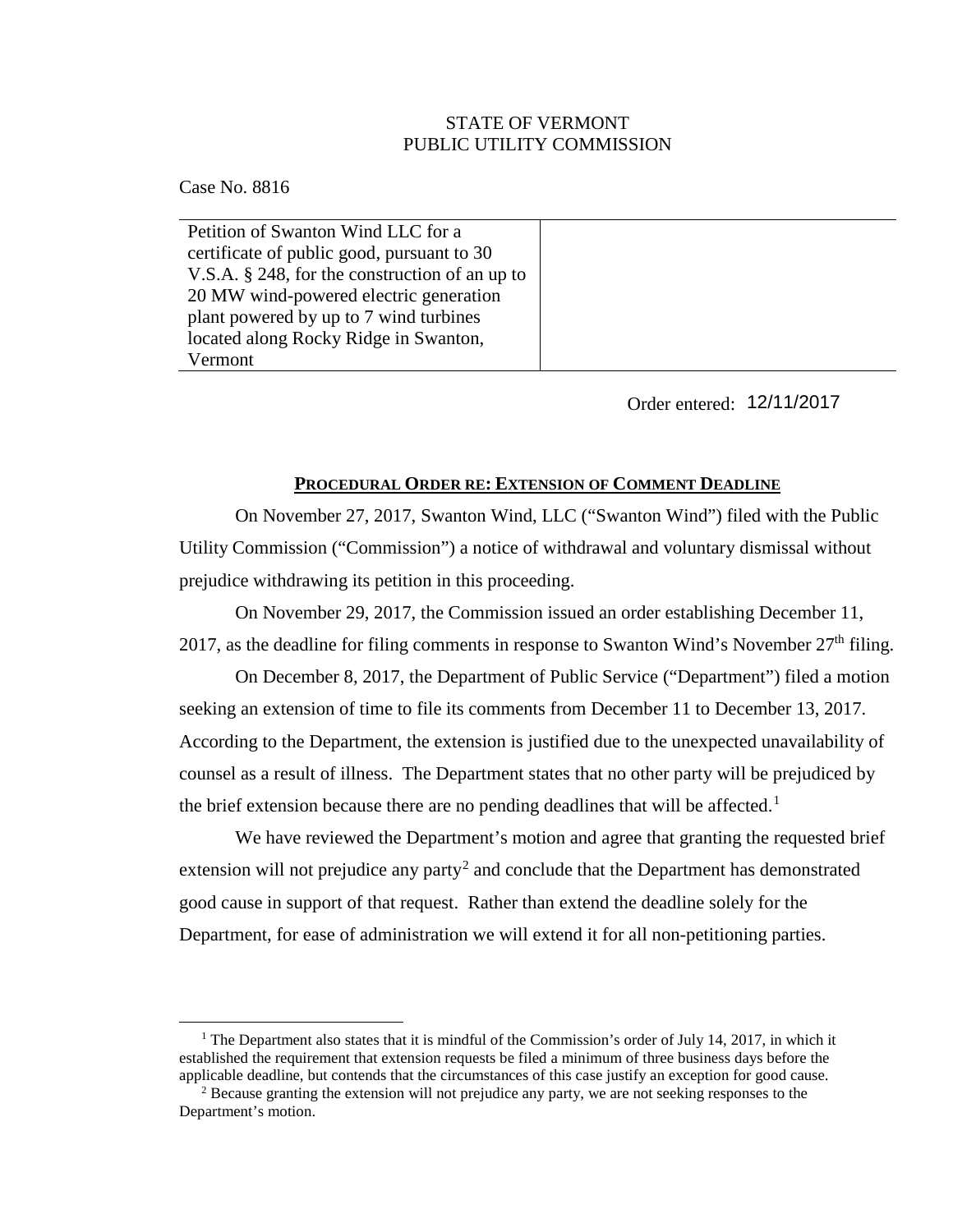STATE OF VERMONT
PUBLIC UTILITY COMMISSION

Case No. 8816

| | |
|---|---|
| Petition of Swanton Wind LLC for a certificate of public good, pursuant to 30 V.S.A. § 248, for the construction of an up to 20 MW wind-powered electric generation plant powered by up to 7 wind turbines located along Rocky Ridge in Swanton, Vermont | |

Order entered: 12/11/2017

## PROCEDURAL ORDER RE: EXTENSION OF COMMENT DEADLINE

On November 27, 2017, Swanton Wind, LLC ("Swanton Wind") filed with the Public Utility Commission ("Commission") a notice of withdrawal and voluntary dismissal without prejudice withdrawing its petition in this proceeding.

On November 29, 2017, the Commission issued an order establishing December 11, 2017, as the deadline for filing comments in response to Swanton Wind's November 27th filing.

On December 8, 2017, the Department of Public Service ("Department") filed a motion seeking an extension of time to file its comments from December 11 to December 13, 2017. According to the Department, the extension is justified due to the unexpected unavailability of counsel as a result of illness. The Department states that no other party will be prejudiced by the brief extension because there are no pending deadlines that will be affected.[1]

We have reviewed the Department's motion and agree that granting the requested brief extension will not prejudice any party[2] and conclude that the Department has demonstrated good cause in support of that request. Rather than extend the deadline solely for the Department, for ease of administration we will extend it for all non-petitioning parties.

[1] The Department also states that it is mindful of the Commission's order of July 14, 2017, in which it established the requirement that extension requests be filed a minimum of three business days before the applicable deadline, but contends that the circumstances of this case justify an exception for good cause.

[2] Because granting the extension will not prejudice any party, we are not seeking responses to the Department's motion.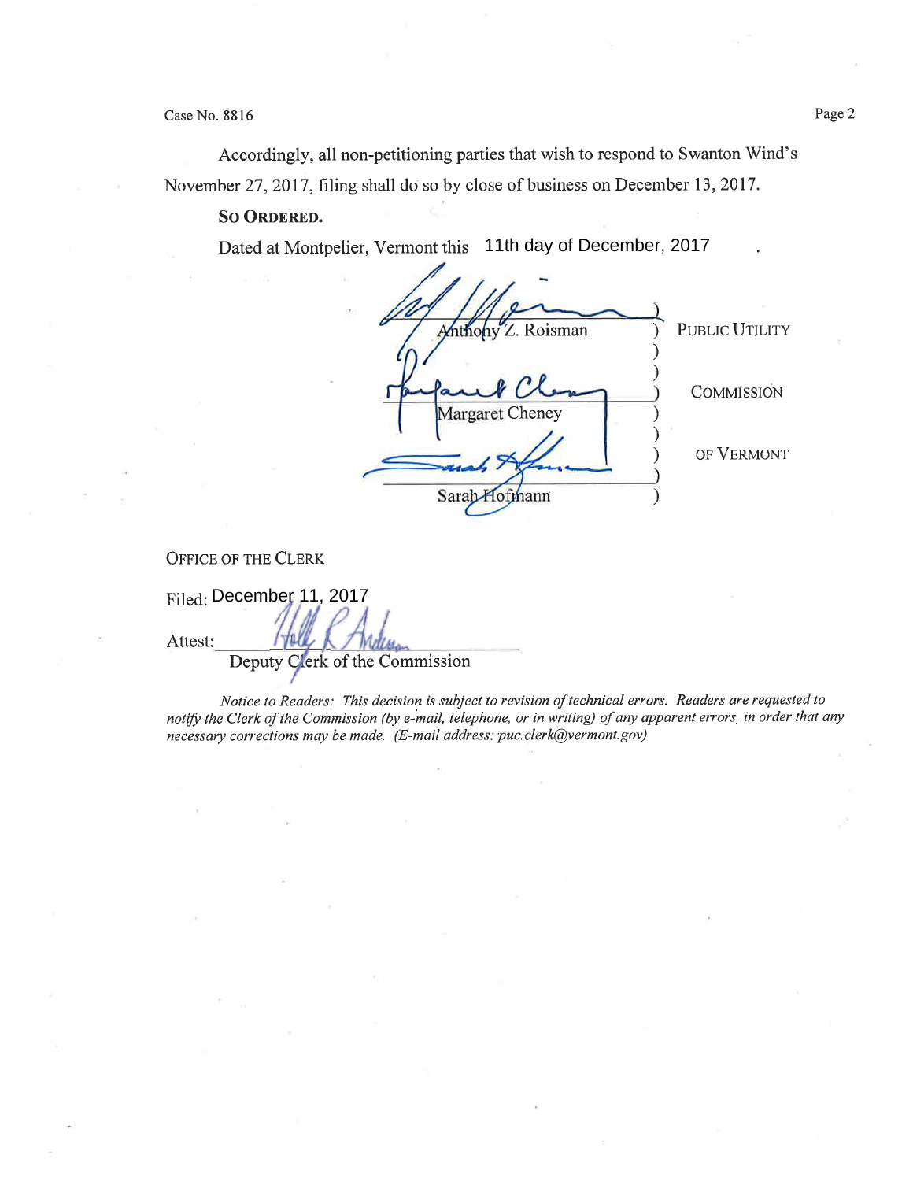Accordingly, all non-petitioning parties that wish to respond to Swanton Wind's November 27, 2017, filing shall do so by close of business on December 13, 2017.

**So Ordered.**

Dated at Montpelier, Vermont this 11th day of December, 2017.

| | | |
|---|---|---|
| Anthony Z. Roisman | ) | PUBLIC UTILITY |
| | ) | |
| Margaret Cheney | ) | COMMISSION |
| | ) | |
| Sarah Hofmann | ) | OF VERMONT |

OFFICE OF THE CLERK

Filed: December 11, 2017

Attest: ______________________
Deputy Clerk of the Commission

*Notice to Readers: This decision is subject to revision of technical errors. Readers are requested to notify the Clerk of the Commission (by e-mail, telephone, or in writing) of any apparent errors, in order that any necessary corrections may be made. (E-mail address: puc.clerk@vermont.gov)*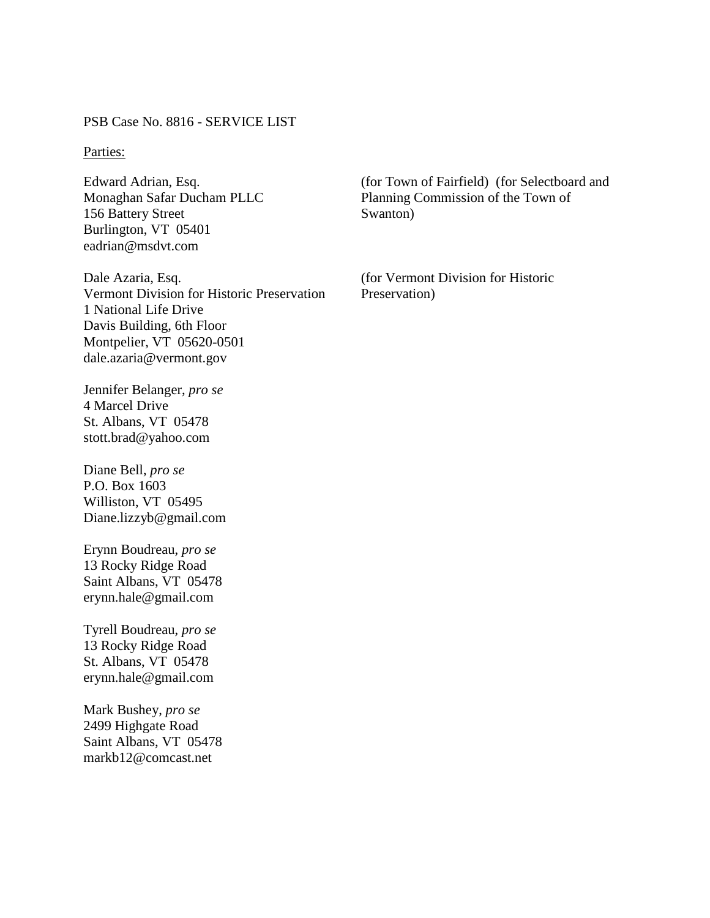PSB Case No. 8816 - SERVICE LIST

Parties:

Edward Adrian, Esq.
Monaghan Safar Ducham PLLC
156 Battery Street
Burlington, VT 05401
eadrian@msdvt.com

(for Town of Fairfield) (for Selectboard and Planning Commission of the Town of Swanton)

Dale Azaria, Esq.
Vermont Division for Historic Preservation
1 National Life Drive
Davis Building, 6th Floor
Montpelier, VT 05620-0501
dale.azaria@vermont.gov

(for Vermont Division for Historic Preservation)

Jennifer Belanger, *pro se*
4 Marcel Drive
St. Albans, VT 05478
stott.brad@yahoo.com

Diane Bell, *pro se*
P.O. Box 1603
Williston, VT 05495
Diane.lizzyb@gmail.com

Erynn Boudreau, *pro se*
13 Rocky Ridge Road
Saint Albans, VT 05478
erynn.hale@gmail.com

Tyrell Boudreau, *pro se*
13 Rocky Ridge Road
St. Albans, VT 05478
erynn.hale@gmail.com

Mark Bushey, *pro se*
2499 Highgate Road
Saint Albans, VT 05478
markb12@comcast.net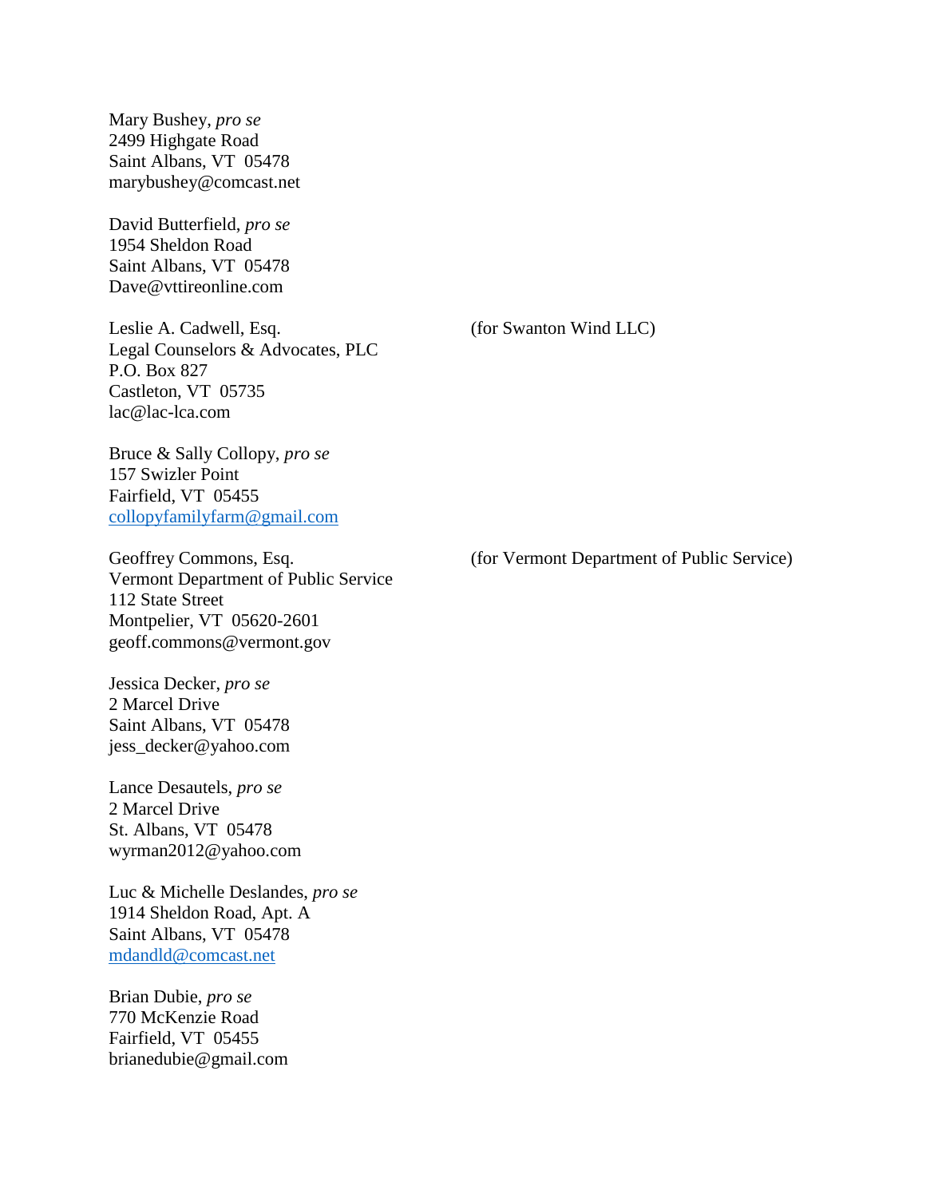Mary Bushey, *pro se*
2499 Highgate Road
Saint Albans, VT  05478
marybushey@comcast.net

David Butterfield, *pro se*
1954 Sheldon Road
Saint Albans, VT  05478
Dave@vttireonline.com

Leslie A. Cadwell, Esq. (for Swanton Wind LLC)
Legal Counselors & Advocates, PLC
P.O. Box 827
Castleton, VT  05735
lac@lac-lca.com

Bruce & Sally Collopy, *pro se*
157 Swizler Point
Fairfield, VT  05455
collopyfamilyfarm@gmail.com

Geoffrey Commons, Esq. (for Vermont Department of Public Service)
Vermont Department of Public Service
112 State Street
Montpelier, VT  05620-2601
geoff.commons@vermont.gov

Jessica Decker, *pro se*
2 Marcel Drive
Saint Albans, VT  05478
jess_decker@yahoo.com

Lance Desautels, *pro se*
2 Marcel Drive
St. Albans, VT  05478
wyrman2012@yahoo.com

Luc & Michelle Deslandes, *pro se*
1914 Sheldon Road, Apt. A
Saint Albans, VT  05478
mdandld@comcast.net

Brian Dubie, *pro se*
770 McKenzie Road
Fairfield, VT  05455
brianedubie@gmail.com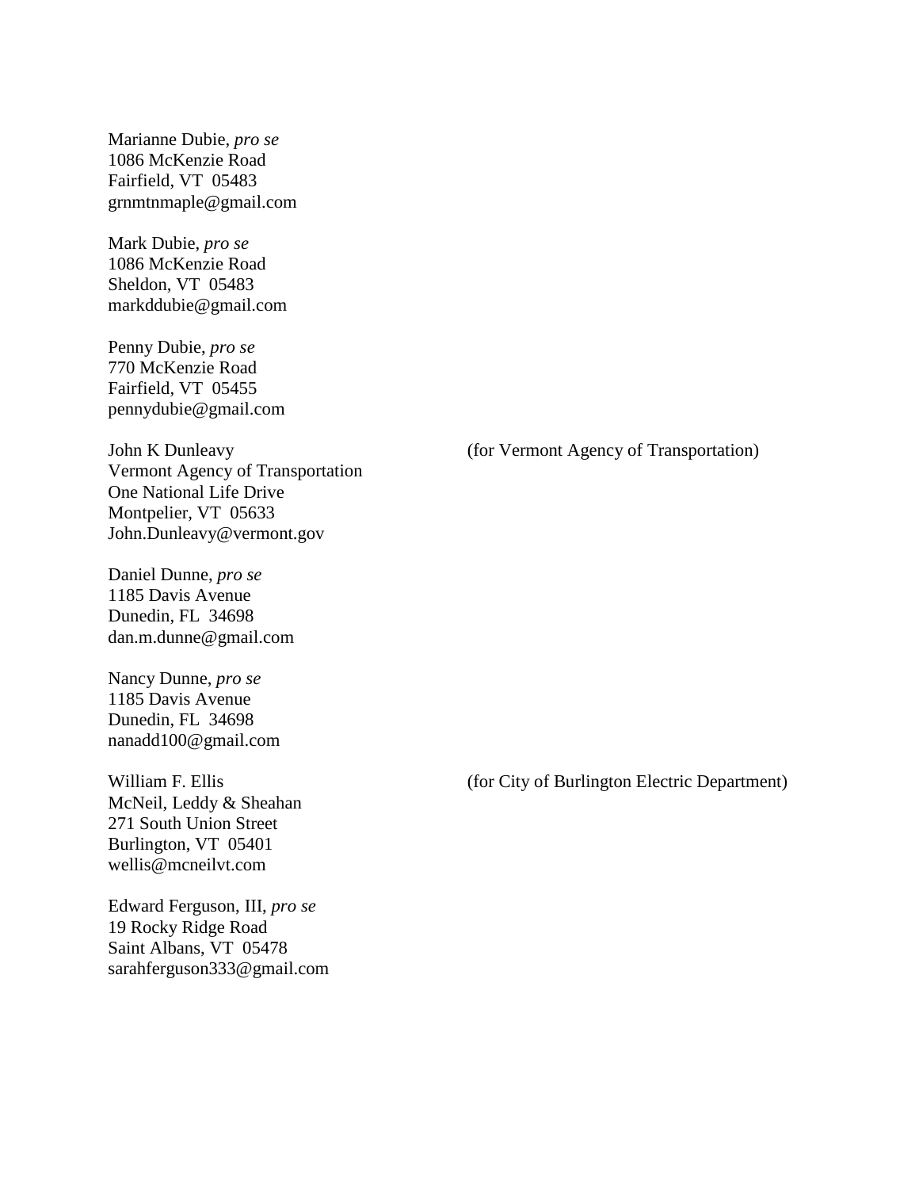Marianne Dubie, *pro se*
1086 McKenzie Road
Fairfield, VT 05483
grnmtnmaple@gmail.com

Mark Dubie, *pro se*
1086 McKenzie Road
Sheldon, VT 05483
markddubie@gmail.com

Penny Dubie, *pro se*
770 McKenzie Road
Fairfield, VT 05455
pennydubie@gmail.com

John K Dunleavy (for Vermont Agency of Transportation)
Vermont Agency of Transportation
One National Life Drive
Montpelier, VT 05633
John.Dunleavy@vermont.gov

Daniel Dunne, *pro se*
1185 Davis Avenue
Dunedin, FL 34698
dan.m.dunne@gmail.com

Nancy Dunne, *pro se*
1185 Davis Avenue
Dunedin, FL 34698
nanadd100@gmail.com

William F. Ellis (for City of Burlington Electric Department)
McNeil, Leddy & Sheahan
271 South Union Street
Burlington, VT 05401
wellis@mcneilvt.com

Edward Ferguson, III, *pro se*
19 Rocky Ridge Road
Saint Albans, VT 05478
sarahferguson333@gmail.com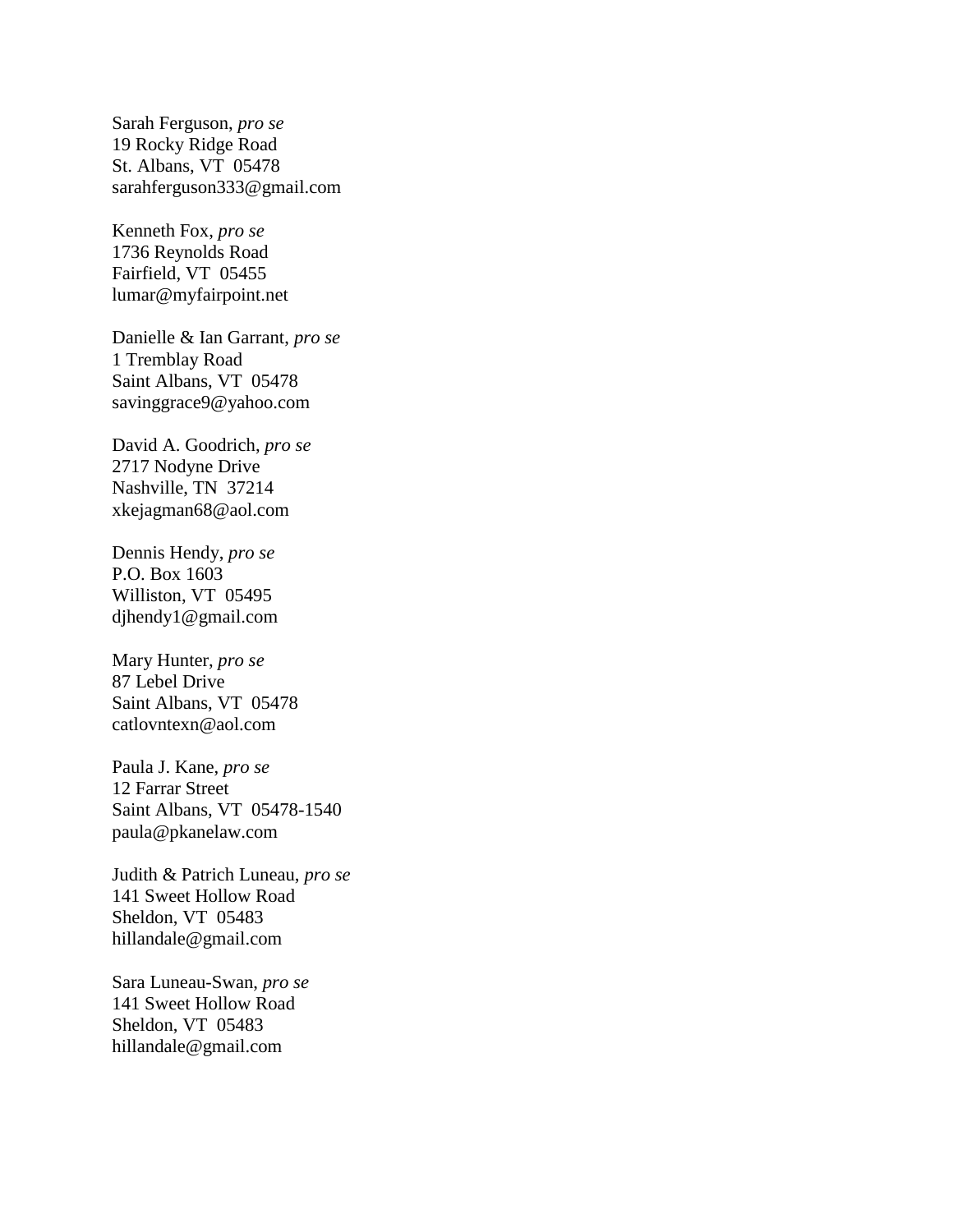Sarah Ferguson, *pro se*
19 Rocky Ridge Road
St. Albans, VT  05478
sarahferguson333@gmail.com

Kenneth Fox, *pro se*
1736 Reynolds Road
Fairfield, VT  05455
lumar@myfairpoint.net

Danielle & Ian Garrant, *pro se*
1 Tremblay Road
Saint Albans, VT  05478
savinggrace9@yahoo.com

David A. Goodrich, *pro se*
2717 Nodyne Drive
Nashville, TN  37214
xkejagman68@aol.com

Dennis Hendy, *pro se*
P.O. Box 1603
Williston, VT  05495
djhendy1@gmail.com

Mary Hunter, *pro se*
87 Lebel Drive
Saint Albans, VT  05478
catlovntexn@aol.com

Paula J. Kane, *pro se*
12 Farrar Street
Saint Albans, VT  05478-1540
paula@pkanelaw.com

Judith & Patrich Luneau, *pro se*
141 Sweet Hollow Road
Sheldon, VT  05483
hillandale@gmail.com

Sara Luneau-Swan, *pro se*
141 Sweet Hollow Road
Sheldon, VT  05483
hillandale@gmail.com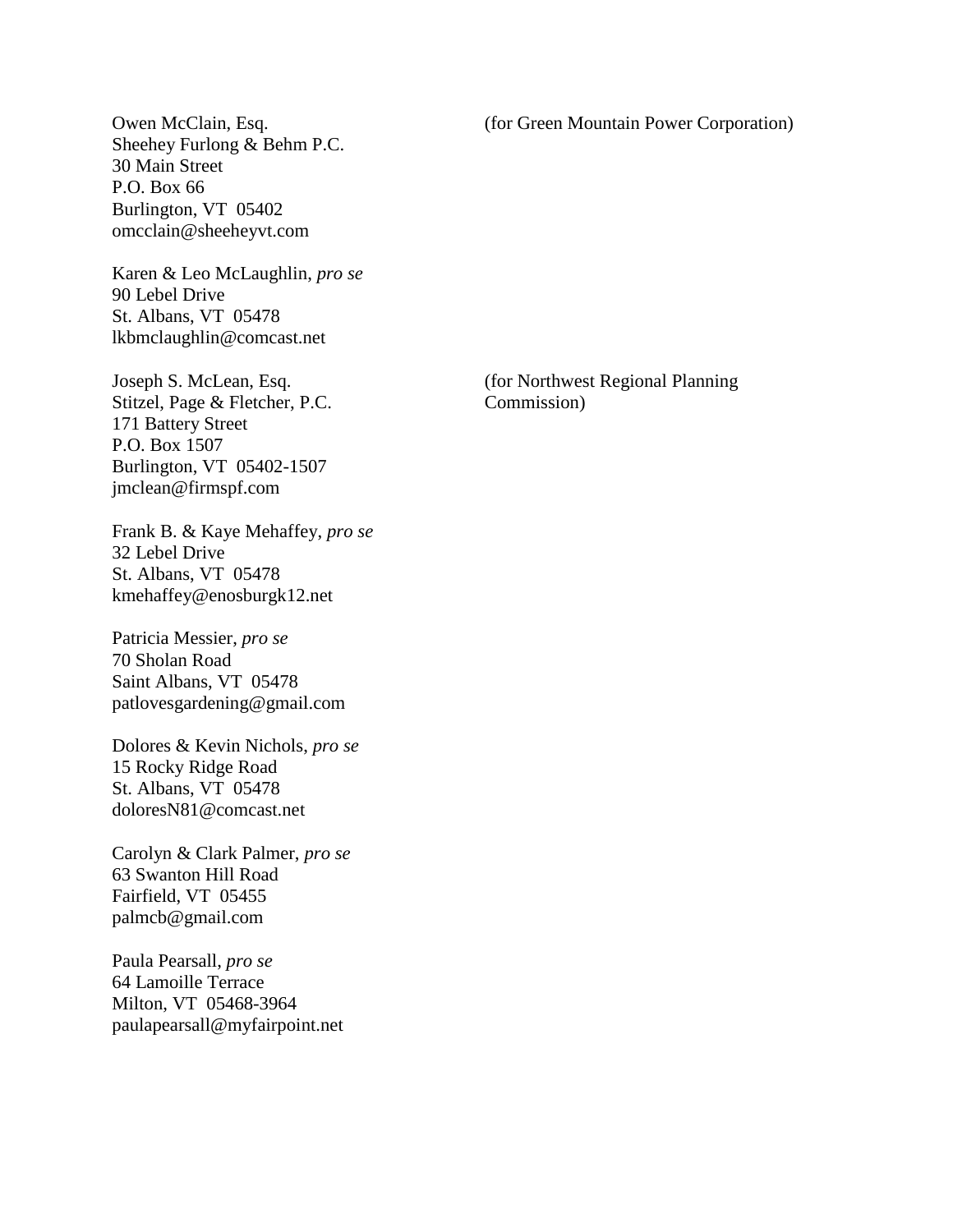Owen McClain, Esq. (for Green Mountain Power Corporation)
Sheehey Furlong & Behm P.C.
30 Main Street
P.O. Box 66
Burlington, VT 05402
omcclain@sheeheyvt.com

Karen & Leo McLaughlin, *pro se*
90 Lebel Drive
St. Albans, VT 05478
lkbmclaughlin@comcast.net

Joseph S. McLean, Esq. (for Northwest Regional Planning Commission)
Stitzel, Page & Fletcher, P.C.
171 Battery Street
P.O. Box 1507
Burlington, VT 05402-1507
jmclean@firmspf.com

Frank B. & Kaye Mehaffey, *pro se*
32 Lebel Drive
St. Albans, VT 05478
kmehaffey@enosburgk12.net

Patricia Messier, *pro se*
70 Sholan Road
Saint Albans, VT 05478
patlovesgardening@gmail.com

Dolores & Kevin Nichols, *pro se*
15 Rocky Ridge Road
St. Albans, VT 05478
doloresN81@comcast.net

Carolyn & Clark Palmer, *pro se*
63 Swanton Hill Road
Fairfield, VT 05455
palmcb@gmail.com

Paula Pearsall, *pro se*
64 Lamoille Terrace
Milton, VT 05468-3964
paulapearsall@myfairpoint.net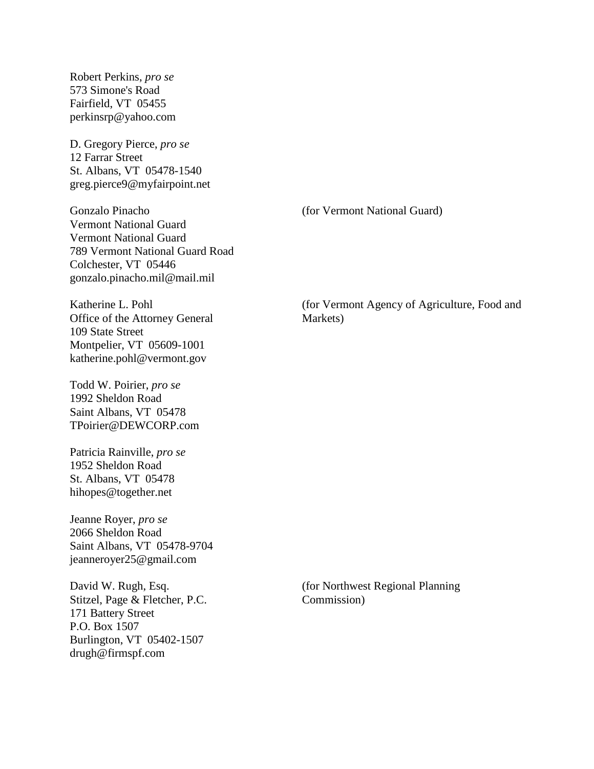Robert Perkins, *pro se*
573 Simone's Road
Fairfield, VT 05455
perkinsrp@yahoo.com

D. Gregory Pierce, *pro se*
12 Farrar Street
St. Albans, VT 05478-1540
greg.pierce9@myfairpoint.net

Gonzalo Pinacho
Vermont National Guard
Vermont National Guard
789 Vermont National Guard Road
Colchester, VT 05446
gonzalo.pinacho.mil@mail.mil

(for Vermont National Guard)

Katherine L. Pohl
Office of the Attorney General
109 State Street
Montpelier, VT 05609-1001
katherine.pohl@vermont.gov

(for Vermont Agency of Agriculture, Food and Markets)

Todd W. Poirier, *pro se*
1992 Sheldon Road
Saint Albans, VT 05478
TPoirier@DEWCORP.com

Patricia Rainville, *pro se*
1952 Sheldon Road
St. Albans, VT 05478
hihopes@together.net

Jeanne Royer, *pro se*
2066 Sheldon Road
Saint Albans, VT 05478-9704
jeanneroyer25@gmail.com

David W. Rugh, Esq.
Stitzel, Page & Fletcher, P.C.
171 Battery Street
P.O. Box 1507
Burlington, VT 05402-1507
drugh@firmspf.com

(for Northwest Regional Planning Commission)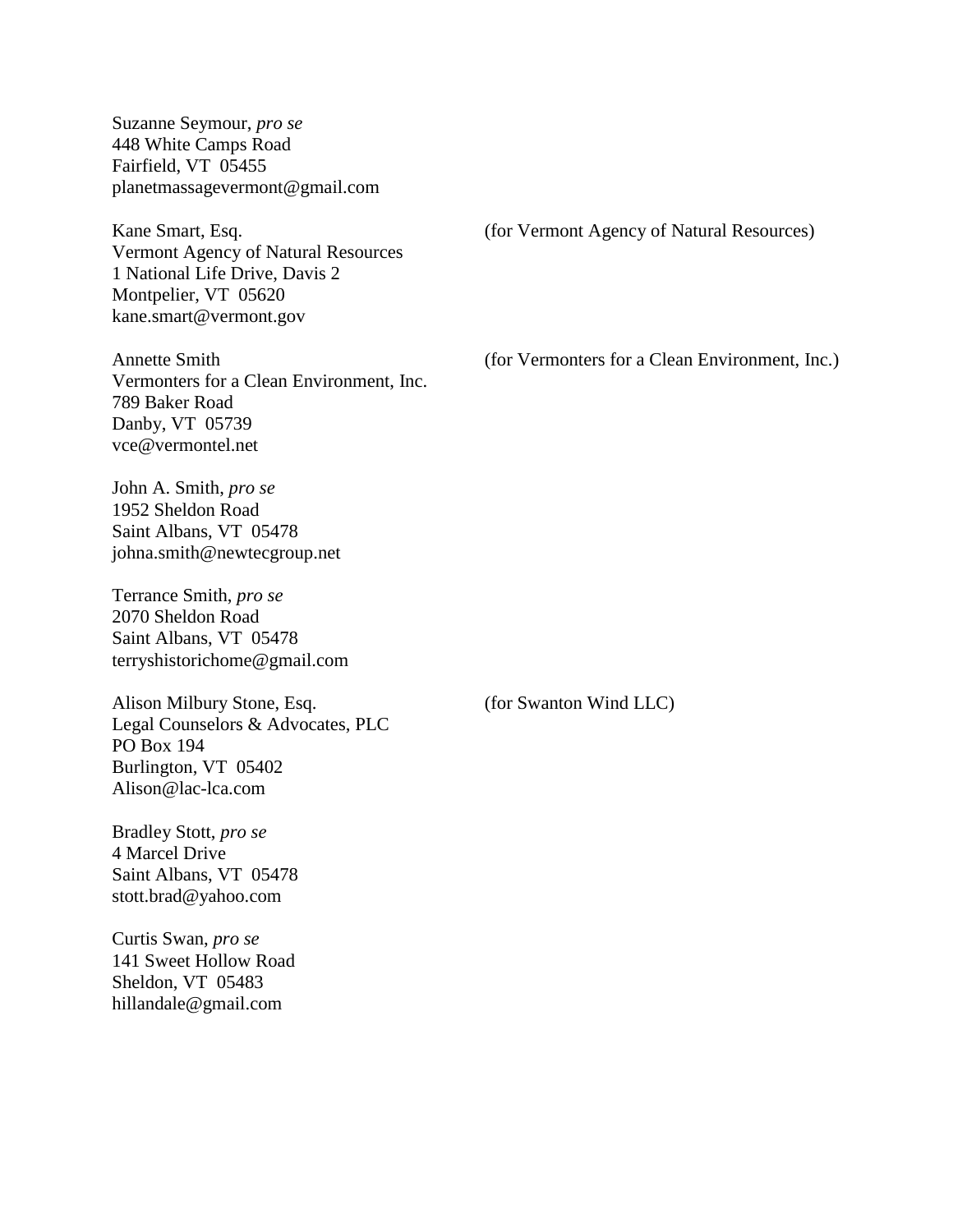Suzanne Seymour, *pro se*
448 White Camps Road
Fairfield, VT 05455
planetmassagevermont@gmail.com

Kane Smart, Esq. (for Vermont Agency of Natural Resources)
Vermont Agency of Natural Resources
1 National Life Drive, Davis 2
Montpelier, VT 05620
kane.smart@vermont.gov

Annette Smith (for Vermonters for a Clean Environment, Inc.)
Vermonters for a Clean Environment, Inc.
789 Baker Road
Danby, VT 05739
vce@vermontel.net

John A. Smith, *pro se*
1952 Sheldon Road
Saint Albans, VT 05478
johna.smith@newtecgroup.net

Terrance Smith, *pro se*
2070 Sheldon Road
Saint Albans, VT 05478
terryshistorichome@gmail.com

Alison Milbury Stone, Esq. (for Swanton Wind LLC)
Legal Counselors & Advocates, PLC
PO Box 194
Burlington, VT 05402
Alison@lac-lca.com

Bradley Stott, *pro se*
4 Marcel Drive
Saint Albans, VT 05478
stott.brad@yahoo.com

Curtis Swan, *pro se*
141 Sweet Hollow Road
Sheldon, VT 05483
hillandale@gmail.com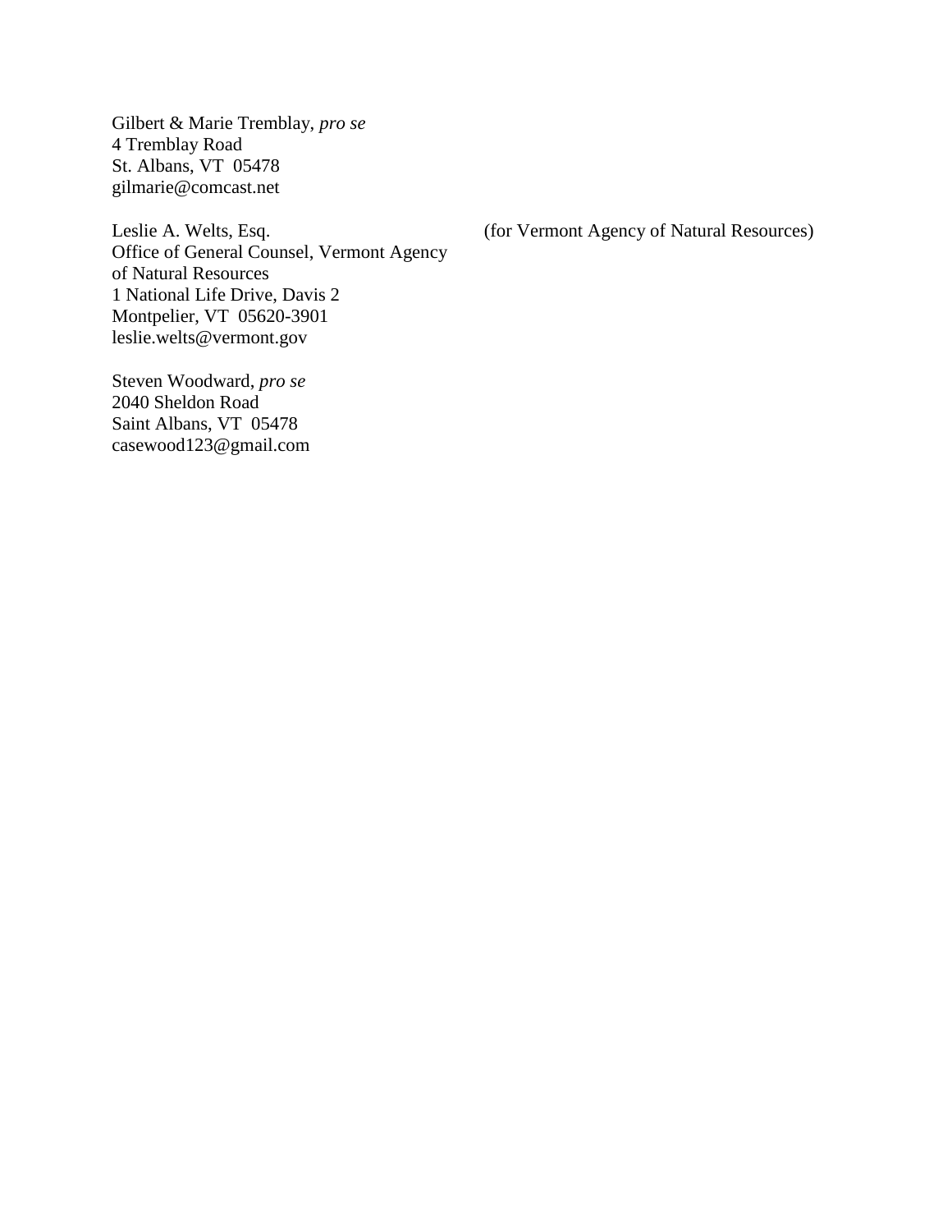Gilbert & Marie Tremblay, *pro se*
4 Tremblay Road
St. Albans, VT 05478
gilmarie@comcast.net

Leslie A. Welts, Esq. (for Vermont Agency of Natural Resources)
Office of General Counsel, Vermont Agency of Natural Resources
1 National Life Drive, Davis 2
Montpelier, VT 05620-3901
leslie.welts@vermont.gov

Steven Woodward, *pro se*
2040 Sheldon Road
Saint Albans, VT 05478
casewood123@gmail.com